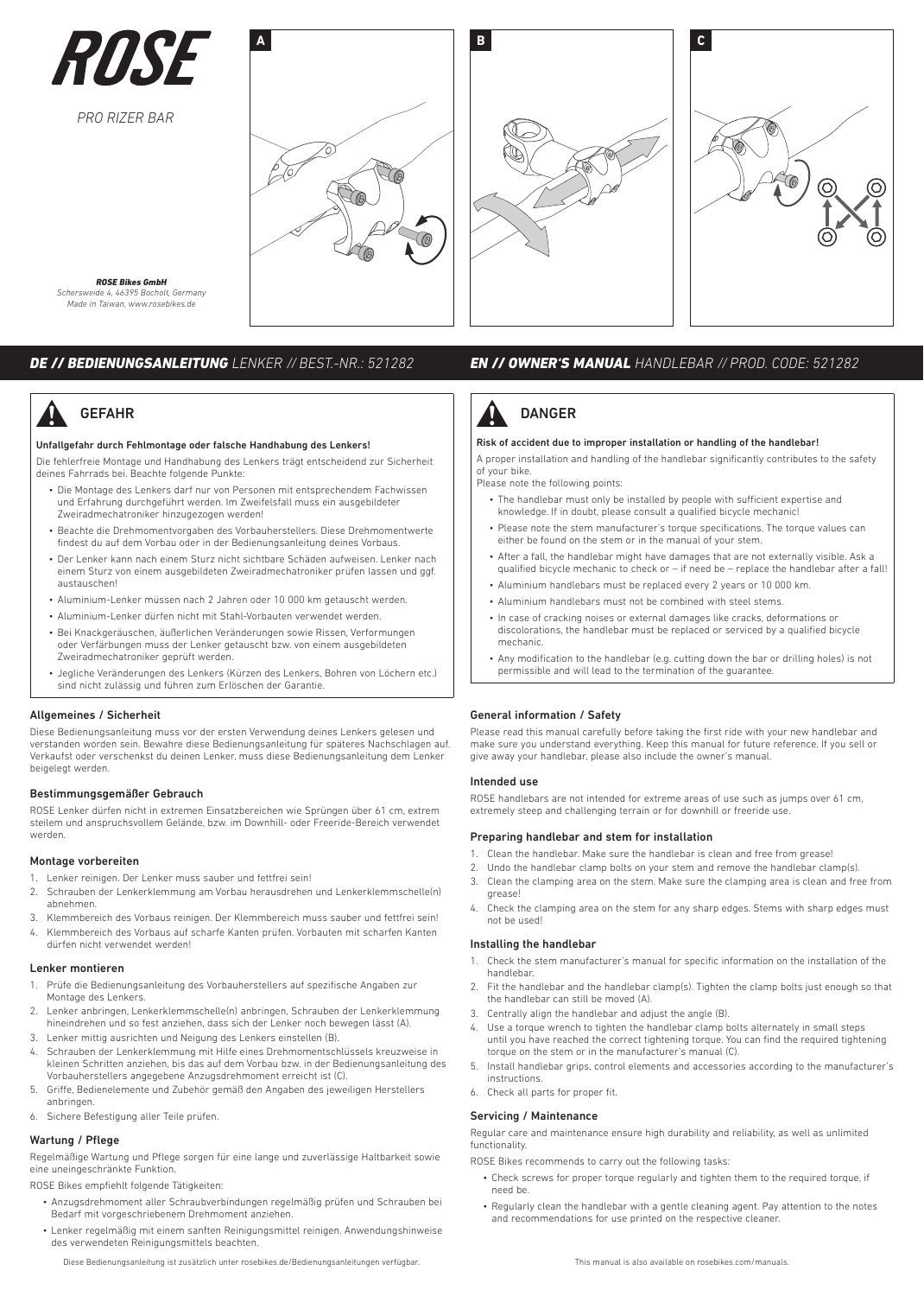# ROSE

*PRO RIZER BAR*

A

B

C

***ROSE Bikes GmbH***
*Schersweide 4, 46395 Bocholt, Germany*
*Made in Taiwan, www.rosebikes.de*

## *DE // BEDIENUNGSANLEITUNG* *LENKER // BEST.-NR.: 521282*

### GEFAHR

**Unfallgefahr durch Fehlmontage oder falsche Handhabung des Lenkers!**

Die fehlerfreie Montage und Handhabung des Lenkers trägt entscheidend zur Sicherheit deines Fahrrads bei. Beachte folgende Punkte:

- Die Montage des Lenkers darf nur von Personen mit entsprechendem Fachwissen und Erfahrung durchgeführt werden. Im Zweifelsfall muss ein ausgebildeter Zweiradmechatroniker hinzugezogen werden!
- Beachte die Drehmomentvorgaben des Vorbauherstellers. Diese Drehmomentwerte findest du auf dem Vorbau oder in der Bedienungsanleitung deines Vorbaus.
- Der Lenker kann nach einem Sturz nicht sichtbare Schäden aufweisen. Lenker nach einem Sturz von einem ausgebildeten Zweiradmechatroniker prüfen lassen und ggf. austauschen!
- Aluminium-Lenker müssen nach 2 Jahren oder 10 000 km getauscht werden.
- Aluminium-Lenker dürfen nicht mit Stahl-Vorbauten verwendet werden.
- Bei Knackgeräuschen, äußerlichen Veränderungen sowie Rissen, Verformungen oder Verfärbungen muss der Lenker getauscht bzw. von einem ausgebildeten Zweiradmechatroniker geprüft werden.
- Jegliche Veränderungen des Lenkers (Kürzen des Lenkers, Bohren von Löchern etc.) sind nicht zulässig und führen zum Erlöschen der Garantie.

### Allgemeines / Sicherheit

Diese Bedienungsanleitung muss vor der ersten Verwendung deines Lenkers gelesen und verstanden worden sein. Bewahre diese Bedienungsanleitung für späteres Nachschlagen auf. Verkaufst oder verschenkst du deinen Lenker, muss diese Bedienungsanleitung dem Lenker beigelegt werden.

### Bestimmungsgemäßer Gebrauch

ROSE Lenker dürfen nicht in extremen Einsatzbereichen wie Sprüngen über 61 cm, extrem steilem und anspruchsvollem Gelände, bzw. im Downhill- oder Freeride-Bereich verwendet werden.

### Montage vorbereiten

1. Lenker reinigen. Der Lenker muss sauber und fettfrei sein!
2. Schrauben der Lenkerklemmung am Vorbau herausdrehen und Lenkerklemmschelle(n) abnehmen.
3. Klemmbereich des Vorbaus reinigen. Der Klemmbereich muss sauber und fettfrei sein!
4. Klemmbereich des Vorbaus auf scharfe Kanten prüfen. Vorbauten mit scharfen Kanten dürfen nicht verwendet werden!

### Lenker montieren

1. Prüfe die Bedienungsanleitung des Vorbauherstellers auf spezifische Angaben zur Montage des Lenkers.
2. Lenker anbringen, Lenkerklemmschelle(n) anbringen, Schrauben der Lenkerklemmung hineindrehen und so fest anziehen, dass sich der Lenker noch bewegen lässt (A).
3. Lenker mittig ausrichten und Neigung des Lenkers einstellen (B).
4. Schrauben der Lenkerklemmung mit Hilfe eines Drehmomentschlüssels kreuzweise in kleinen Schritten anziehen, bis das auf dem Vorbau bzw. in der Bedienungsanleitung des Vorbauherstellers angegebene Anzugsdrehmoment erreicht ist (C).
5. Griffe, Bedienelemente und Zubehör gemäß den Angaben des jeweiligen Herstellers anbringen.
6. Sichere Befestigung aller Teile prüfen.

### Wartung / Pflege

Regelmäßige Wartung und Pflege sorgen für eine lange und zuverlässige Haltbarkeit sowie eine uneingeschränkte Funktion.

ROSE Bikes empfiehlt folgende Tätigkeiten:

- Anzugsdrehmoment aller Schraubverbindungen regelmäßig prüfen und Schrauben bei Bedarf mit vorgeschriebenem Drehmoment anziehen.
- Lenker regelmäßig mit einem sanften Reinigungsmittel reinigen. Anwendungshinweise des verwendeten Reinigungsmittels beachten.

Diese Bedienungsanleitung ist zusätzlich unter rosebikes.de/Bedienungsanleitungen verfügbar.

## *EN // OWNER'S MANUAL* *HANDLEBAR // PROD. CODE: 521282*

### DANGER

**Risk of accident due to improper installation or handling of the handlebar!**

A proper installation and handling of the handlebar significantly contributes to the safety of your bike.
Please note the following points:

- The handlebar must only be installed by people with sufficient expertise and knowledge. If in doubt, please consult a qualified bicycle mechanic!
- Please note the stem manufacturer's torque specifications. The torque values can either be found on the stem or in the manual of your stem.
- After a fall, the handlebar might have damages that are not externally visible. Ask a qualified bicycle mechanic to check or – if need be – replace the handlebar after a fall!
- Aluminium handlebars must be replaced every 2 years or 10 000 km.
- Aluminium handlebars must not be combined with steel stems.
- In case of cracking noises or external damages like cracks, deformations or discolorations, the handlebar must be replaced or serviced by a qualified bicycle mechanic.
- Any modification to the handlebar (e.g. cutting down the bar or drilling holes) is not permissible and will lead to the termination of the guarantee.

### General information / Safety

Please read this manual carefully before taking the first ride with your new handlebar and make sure you understand everything. Keep this manual for future reference. If you sell or give away your handlebar, please also include the owner's manual.

### Intended use

ROSE handlebars are not intended for extreme areas of use such as jumps over 61 cm, extremely steep and challenging terrain or for downhill or freeride use.

### Preparing handlebar and stem for installation

1. Clean the handlebar. Make sure the handlebar is clean and free from grease!
2. Undo the handlebar clamp bolts on your stem and remove the handlebar clamp(s).
3. Clean the clamping area on the stem. Make sure the clamping area is clean and free from grease!
4. Check the clamping area on the stem for any sharp edges. Stems with sharp edges must not be used!

### Installing the handlebar

1. Check the stem manufacturer's manual for specific information on the installation of the handlebar.
2. Fit the handlebar and the handlebar clamp(s). Tighten the clamp bolts just enough so that the handlebar can still be moved (A).
3. Centrally align the handlebar and adjust the angle (B).
4. Use a torque wrench to tighten the handlebar clamp bolts alternately in small steps until you have reached the correct tightening torque. You can find the required tightening torque on the stem or in the manufacturer's manual (C).
5. Install handlebar grips, control elements and accessories according to the manufacturer's instructions.
6. Check all parts for proper fit.

### Servicing / Maintenance

Regular care and maintenance ensure high durability and reliability, as well as unlimited functionality.

ROSE Bikes recommends to carry out the following tasks:

- Check screws for proper torque regularly and tighten them to the required torque, if need be.
- Regularly clean the handlebar with a gentle cleaning agent. Pay attention to the notes and recommendations for use printed on the respective cleaner.

This manual is also available on rosebikes.com/manuals.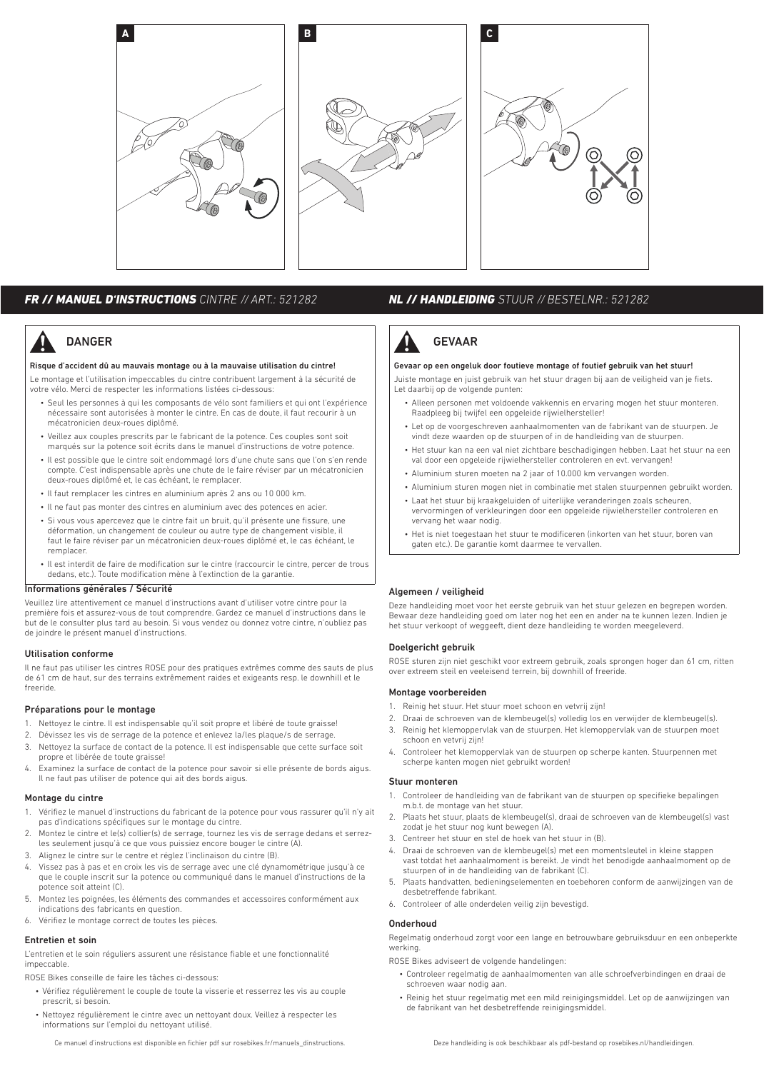A

B

C

## FR // MANUEL D'INSTRUCTIONS CINTRE // ART.: 521282

### DANGER

**Risque d'accident dû au mauvais montage ou à la mauvaise utilisation du cintre!**

Le montage et l'utilisation impeccables du cintre contribuent largement à la sécurité de votre vélo. Merci de respecter les informations listées ci-dessous:

- Seul les personnes à qui les composants de vélo sont familiers et qui ont l'expérience nécessaire sont autorisées à monter le cintre. En cas de doute, il faut recourir à un mécatronicien deux-roues diplômé.
- Veillez aux couples prescrits par le fabricant de la potence. Ces couples sont soit marqués sur la potence soit écrits dans le manuel d'instructions de votre potence.
- Il est possible que le cintre soit endommagé lors d'une chute sans que l'on s'en rende compte. C'est indispensable après une chute de le faire réviser par un mécatronicien deux-roues diplômé et, le cas échéant, le remplacer.
- Il faut remplacer les cintres en aluminium après 2 ans ou 10 000 km.
- Il ne faut pas monter des cintres en aluminium avec des potences en acier.
- Si vous vous apercevez que le cintre fait un bruit, qu'il présente une fissure, une déformation, un changement de couleur ou autre type de changement visible, il faut le faire réviser par un mécatronicien deux-roues diplômé, le cas échéant, le remplacer.
- Il est interdit de faire de modification sur le cintre (raccourcir le cintre, percer de trous dedans, etc.). Toute modification mène à l'extinction de la garantie.

### Informations générales / Sécurité

Veuillez lire attentivement ce manuel d'instructions avant d'utiliser votre cintre pour la première fois et assurez-vous de tout comprendre. Gardez ce manuel d'instructions dans le but de le consulter plus tard au besoin. Si vous vendez ou donnez votre cintre, n'oubliez pas de joindre le présent manuel d'instructions.

### Utilisation conforme

Il ne faut pas utiliser les cintres ROSE pour des pratiques extrêmes comme des sauts de plus de 61 cm de haut, sur des terrains extrêmement raides et exigeants resp. le downhill et le freeride.

### Préparations pour le montage

1. Nettoyez le cintre. Il est indispensable qu'il soit propre et libéré de toute graisse!
2. Dévissez les vis de serrage de la potence et enlevez la/les plaque/s de serrage.
3. Nettoyez la surface de contact de la potence. Il est indispensable que cette surface soit propre et libérée de toute graisse!
4. Examinez la surface de contact de la potence pour savoir si elle présente de bords aigus. Il ne faut pas utiliser de potence qui ait des bords aigus.

### Montage du cintre

1. Vérifiez le manuel d'instructions du fabricant de la potence pour vous rassurer qu'il n'y ait pas d'indications spécifiques sur le montage du cintre.
2. Montez le cintre et le(s) collier(s) de serrage, tournez les vis de serrage dedans et serrez-les seulement jusqu'à ce que vous puissiez encore bouger le cintre (A).
3. Alignez le cintre sur le centre et réglez l'inclinaison du cintre (B).
4. Vissez pas à pas et en croix les vis de serrage avec une clé dynamométrique jusqu'à ce que le couple inscrit sur la potence ou communiqué dans le manuel d'instructions de la potence soit atteint (C).
5. Montez les poignées, les éléments des commandes et accessoires conformément aux indications des fabricants en question.
6. Vérifiez le montage correct de toutes les pièces.

### Entretien et soin

L'entretien et le soin réguliers assurent une résistance fiable et une fonctionnalité impeccable.

ROSE Bikes conseille de faire les tâches ci-dessous:

- Vérifiez régulièrement le couple de toute la visserie et resserrez les vis au couple prescrit, si besoin.
- Nettoyez régulièrement le cintre avec un nettoyant doux. Veillez à respecter les informations sur l'emploi du nettoyant utilisé.

Ce manuel d'instructions est disponible en fichier pdf sur rosebikes.fr/manuels_dinstructions.

## NL // HANDLEIDING STUUR // BESTELNR.: 521282

### GEVAAR

**Gevaar op een ongeluk door foutieve montage of foutief gebruik van het stuur!**

Juiste montage en juist gebruik van het stuur dragen bij aan de veiligheid van je fiets. Let daarbij op de volgende punten:

- Alleen personen met voldoende vakkennis en ervaring mogen het stuur monteren. Raadpleeg bij twijfel een opgeleide rijwielhersteller!
- Let op de voorgeschreven aanhaalmomenten van de fabrikant van de stuurpen. Je vindt deze waarden op de stuurpen of in de handleiding van de stuurpen.
- Het stuur kan na een val niet zichtbare beschadigingen hebben. Laat het stuur na een val door een opgeleide rijwielhersteller controleren en evt. vervangen!
- Aluminium sturen moeten na 2 jaar of 10.000 km vervangen worden.
- Aluminium sturen mogen niet in combinatie met stalen stuurpennen gebruikt worden.
- Laat het stuur bij kraakgeluiden of uiterlijke veranderingen zoals scheuren, vervormingen of verkleuringen door een opgeleide rijwielhersteller controleren en vervang het waar nodig.
- Het is niet toegestaan het stuur te modificeren (inkorten van het stuur, boren van gaten etc.). De garantie komt daarmee te vervallen.

### Algemeen / veiligheid

Deze handleiding moet voor het eerste gebruik van het stuur gelezen en begrepen worden. Bewaar deze handleiding goed om later nog het een en ander na te kunnen lezen. Indien je het stuur verkoopt of weggeeft, dient deze handleiding te worden meegeleverd.

### Doelgericht gebruik

ROSE sturen zijn niet geschikt voor extreem gebruik, zoals sprongen hoger dan 61 cm, ritten over extreem steil en veeleisend terrein, bij downhill of freeride.

### Montage voorbereiden

1. Reinig het stuur. Het stuur moet schoon en vetvrij zijn!
2. Draai de schroeven van de klembeugel(s) volledig los en verwijder de klembeugel(s).
3. Reinig het klemoppervlak van de stuurpen. Het klemoppervlak van de stuurpen moet schoon en vetvrij zijn!
4. Controleer het klemoppervlak van de stuurpen op scherpe kanten. Stuurpennen met scherpe kanten mogen niet gebruikt worden!

### Stuur monteren

1. Controleer de handleiding van de fabrikant van de stuurpen op specifieke bepalingen m.b.t. de montage van het stuur.
2. Plaats het stuur, plaats de klembeugel(s), draai de schroeven van de klembeugel(s) vast zodat je het stuur nog kunt bewegen (A).
3. Centreer het stuur en stel de hoek van het stuur in (B).
4. Draai de schroeven van de klembeugel(s) met een momentsleutel in kleine stappen vast totdat het aanhaalmoment is bereikt. Je vindt het benodigde aanhaalmoment op de stuurpen of in de handleiding van de fabrikant (C).
5. Plaats handvatten, bedieningselementen en toebehoren conform de aanwijzingen van de desbetreffende fabrikant.
6. Controleer of alle onderdelen veilig zijn bevestigd.

### Onderhoud

Regelmatig onderhoud zorgt voor een lange en betrouwbare gebruiksduur en een onbeperkte werking.

ROSE Bikes adviseert de volgende handelingen:

- Controleer regelmatig de aanhaalmomenten van alle schroefverbindingen en draai de schroeven waar nodig aan.
- Reinig het stuur regelmatig met een mild reinigingsmiddel. Let op de aanwijzingen van de fabrikant van het desbetreffende reinigingsmiddel.

Deze handleiding is ook beschikbaar als pdf-bestand op rosebikes.nl/handleidingen.